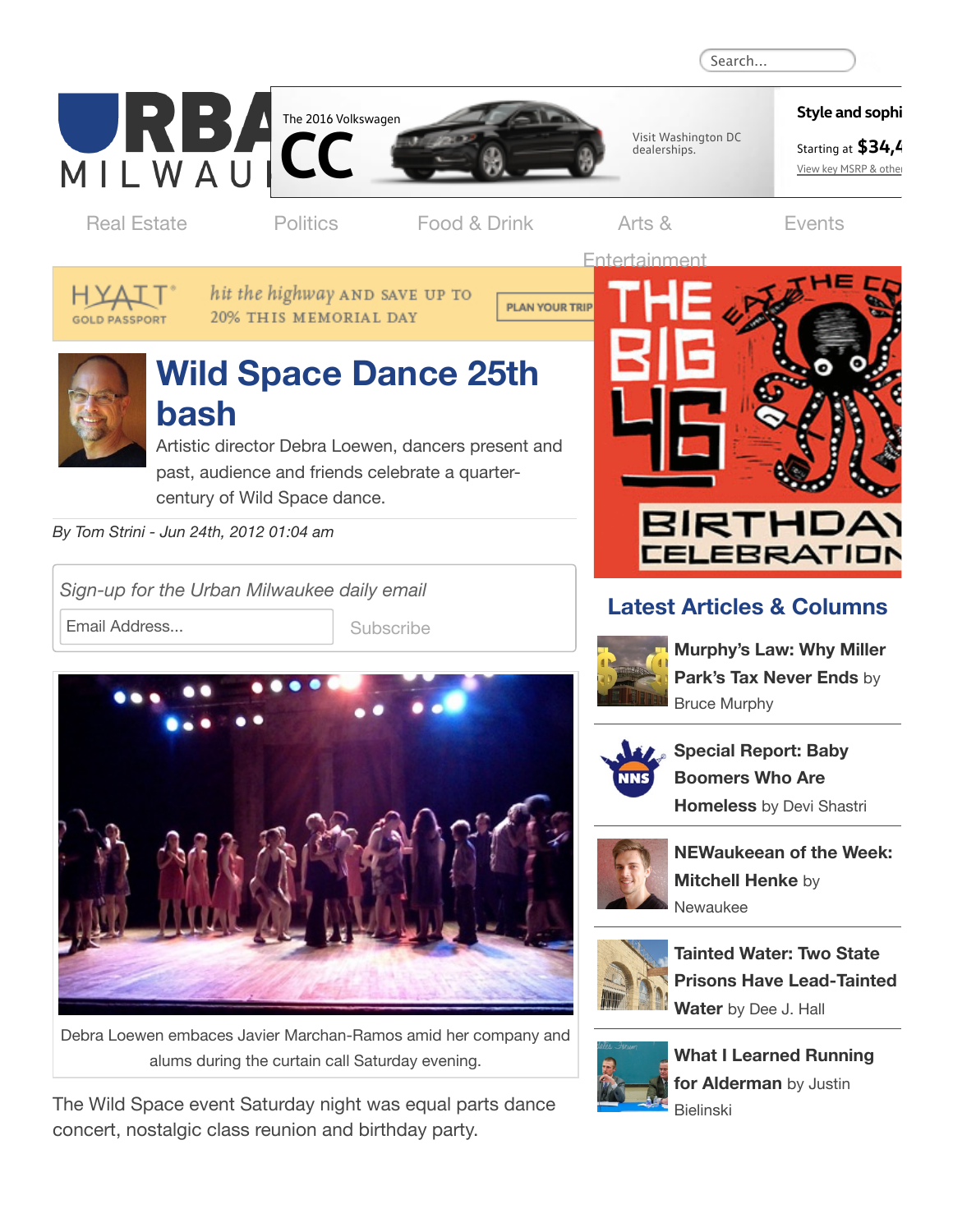Real Estate | Politics | Food & Drink | Arts & Entertainment | Events

# Wild Space Dance 25th bash

Artistic director Debra Loewen, dancers present and past, audience and friends celebrate a quarter-century of Wild Space dance.

*By Tom Strini - Jun 24th, 2012 01:04 am*

Debra Loewen embaces Javier Marchan-Ramos amid her company and alums during the curtain call Saturday evening.

The Wild Space event Saturday night was equal parts dance concert, nostalgic class reunion and birthday party.

## Latest Articles & Columns

- **Murphy's Law: Why Miller Park's Tax Never Ends** by Bruce Murphy
- **Special Report: Baby Boomers Who Are Homeless** by Devi Shastri
- **NEWaukeean of the Week: Mitchell Henke** by Newaukee
- **Tainted Water: Two State Prisons Have Lead-Tainted Water** by Dee J. Hall
- **What I Learned Running for Alderman** by Justin Bielinski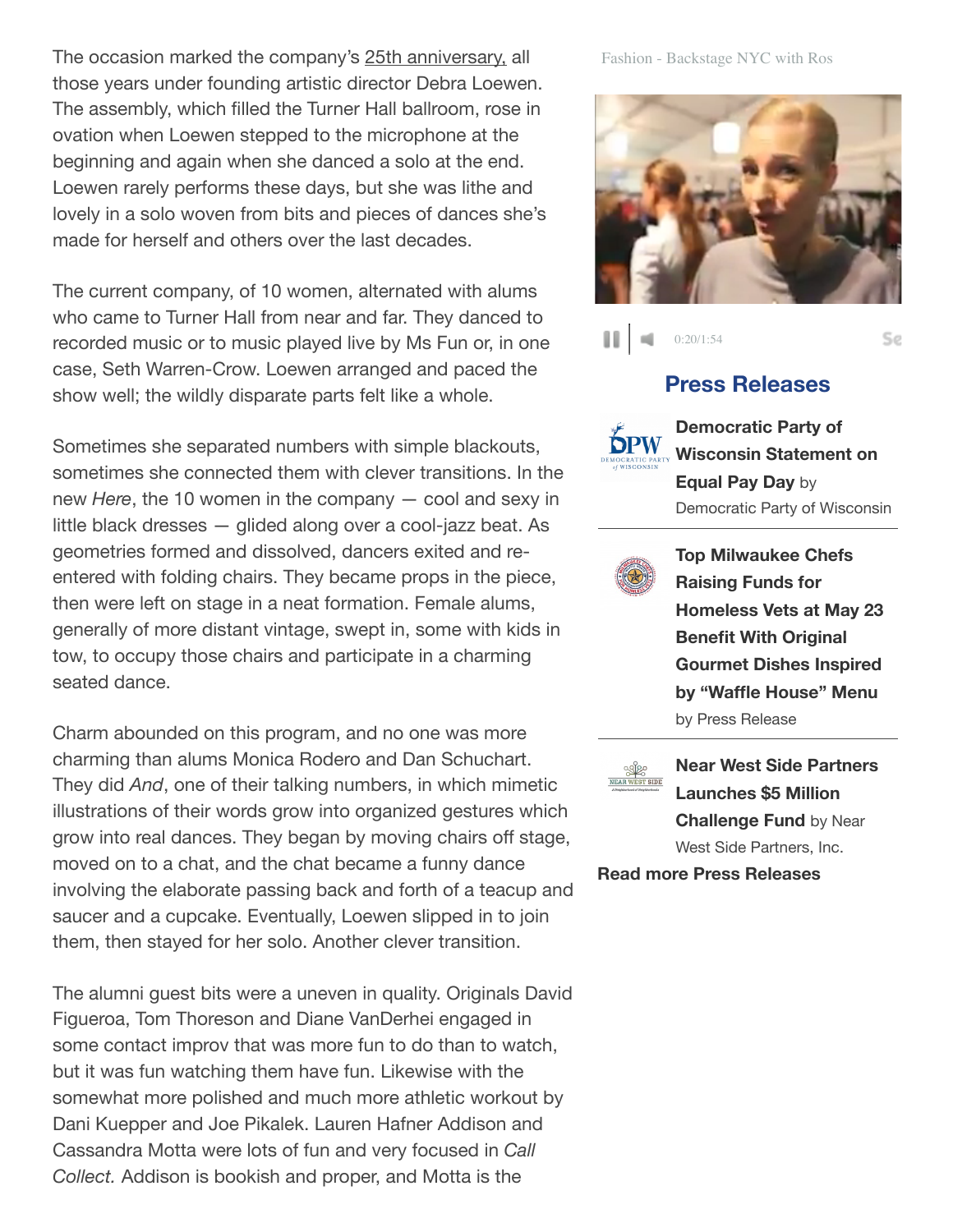The occasion marked the company's 25th anniversary, all those years under founding artistic director Debra Loewen. The assembly, which filled the Turner Hall ballroom, rose in ovation when Loewen stepped to the microphone at the beginning and again when she danced a solo at the end. Loewen rarely performs these days, but she was lithe and lovely in a solo woven from bits and pieces of dances she's made for herself and others over the last decades.

The current company, of 10 women, alternated with alums who came to Turner Hall from near and far. They danced to recorded music or to music played live by Ms Fun or, in one case, Seth Warren-Crow. Loewen arranged and paced the show well; the wildly disparate parts felt like a whole.

Sometimes she separated numbers with simple blackouts, sometimes she connected them with clever transitions. In the new *Here*, the 10 women in the company — cool and sexy in little black dresses — glided along over a cool-jazz beat. As geometries formed and dissolved, dancers exited and re-entered with folding chairs. They became props in the piece, then were left on stage in a neat formation. Female alums, generally of more distant vintage, swept in, some with kids in tow, to occupy those chairs and participate in a charming seated dance.

Charm abounded on this program, and no one was more charming than alums Monica Rodero and Dan Schuchart. They did *And*, one of their talking numbers, in which mimetic illustrations of their words grow into organized gestures which grow into real dances. They began by moving chairs off stage, moved on to a chat, and the chat became a funny dance involving the elaborate passing back and forth of a teacup and saucer and a cupcake. Eventually, Loewen slipped in to join them, then stayed for her solo. Another clever transition.

The alumni guest bits were a uneven in quality. Originals David Figueroa, Tom Thoreson and Diane VanDerhei engaged in some contact improv that was more fun to do than to watch, but it was fun watching them have fun. Likewise with the somewhat more polished and much more athletic workout by Dani Kuepper and Joe Pikalek. Lauren Hafner Addison and Cassandra Motta were lots of fun and very focused in *Call Collect.* Addison is bookish and proper, and Motta is the

Fashion - Backstage NYC with Ros

0:20/1:54

## Press Releases

**Democratic Party of Wisconsin Statement on Equal Pay Day** by Democratic Party of Wisconsin

**Top Milwaukee Chefs Raising Funds for Homeless Vets at May 23 Benefit With Original Gourmet Dishes Inspired by "Waffle House" Menu** by Press Release

**Near West Side Partners Launches $5 Million Challenge Fund** by Near West Side Partners, Inc.

**Read more Press Releases**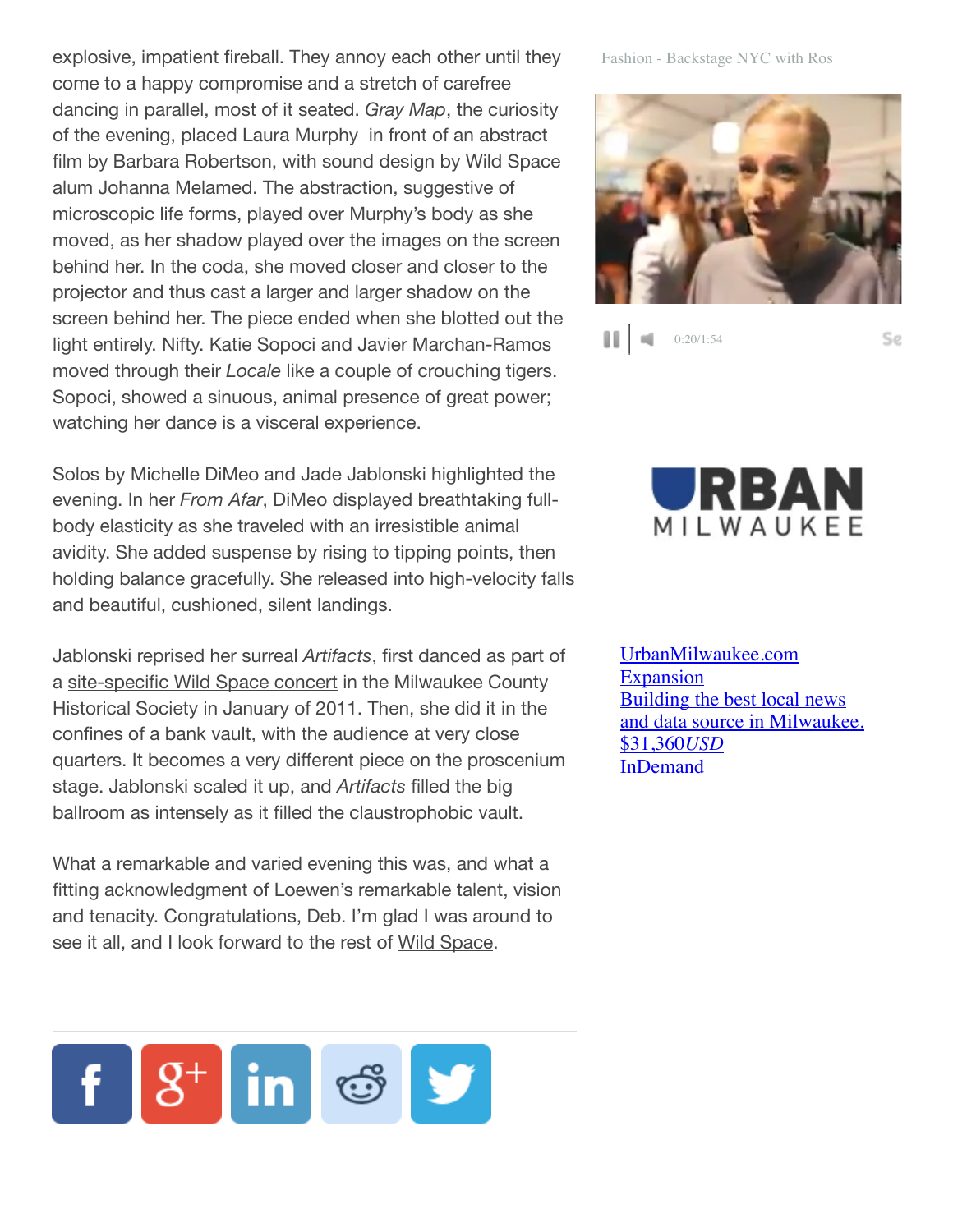explosive, impatient fireball. They annoy each other until they come to a happy compromise and a stretch of carefree dancing in parallel, most of it seated. *Gray Map*, the curiosity of the evening, placed Laura Murphy in front of an abstract film by Barbara Robertson, with sound design by Wild Space alum Johanna Melamed. The abstraction, suggestive of microscopic life forms, played over Murphy's body as she moved, as her shadow played over the images on the screen behind her. In the coda, she moved closer and closer to the projector and thus cast a larger and larger shadow on the screen behind her. The piece ended when she blotted out the light entirely. Nifty. Katie Sopoci and Javier Marchan-Ramos moved through their *Locale* like a couple of crouching tigers. Sopoci, showed a sinuous, animal presence of great power; watching her dance is a visceral experience.

Solos by Michelle DiMeo and Jade Jablonski highlighted the evening. In her *From Afar*, DiMeo displayed breathtaking full-body elasticity as she traveled with an irresistible animal avidity. She added suspense by rising to tipping points, then holding balance gracefully. She released into high-velocity falls and beautiful, cushioned, silent landings.

Jablonski reprised her surreal *Artifacts*, first danced as part of a site-specific Wild Space concert in the Milwaukee County Historical Society in January of 2011. Then, she did it in the confines of a bank vault, with the audience at very close quarters. It becomes a very different piece on the proscenium stage. Jablonski scaled it up, and *Artifacts* filled the big ballroom as intensely as it filled the claustrophobic vault.

What a remarkable and varied evening this was, and what a fitting acknowledgment of Loewen's remarkable talent, vision and tenacity. Congratulations, Deb. I'm glad I was around to see it all, and I look forward to the rest of Wild Space.

Fashion - Backstage NYC with Ros

URBAN MILWAUKEE

UrbanMilwaukee.com Expansion
Building the best local news and data source in Milwaukee.
$31,360 *USD*
InDemand